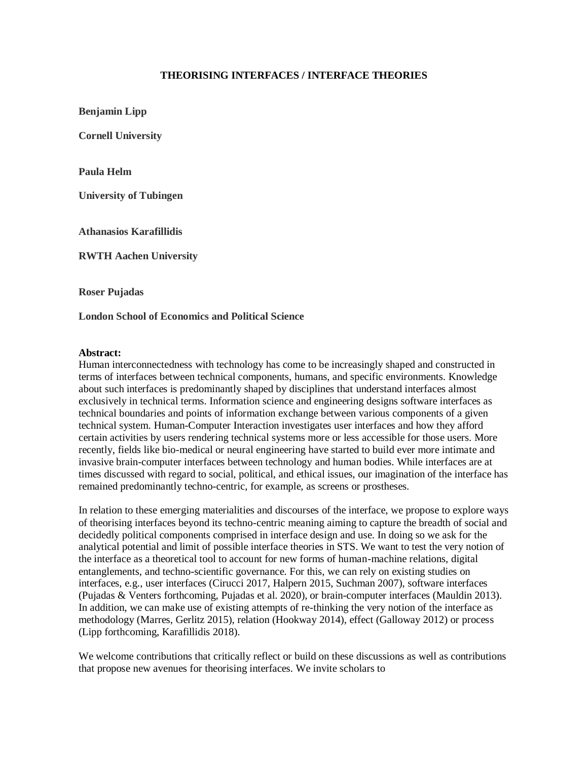# THEORISING INTERFACES / INTERFACE THEORIES

**Benjamin Lipp**

**Cornell University**

**Paula Helm**

**University of Tubingen**

**Athanasios Karafillidis**

**RWTH Aachen University**

**Roser Pujadas**

**London School of Economics and Political Science**

**Abstract:**
Human interconnectedness with technology has come to be increasingly shaped and constructed in terms of interfaces between technical components, humans, and specific environments. Knowledge about such interfaces is predominantly shaped by disciplines that understand interfaces almost exclusively in technical terms. Information science and engineering designs software interfaces as technical boundaries and points of information exchange between various components of a given technical system. Human-Computer Interaction investigates user interfaces and how they afford certain activities by users rendering technical systems more or less accessible for those users. More recently, fields like bio-medical or neural engineering have started to build ever more intimate and invasive brain-computer interfaces between technology and human bodies. While interfaces are at times discussed with regard to social, political, and ethical issues, our imagination of the interface has remained predominantly techno-centric, for example, as screens or prostheses.

In relation to these emerging materialities and discourses of the interface, we propose to explore ways of theorising interfaces beyond its techno-centric meaning aiming to capture the breadth of social and decidedly political components comprised in interface design and use. In doing so we ask for the analytical potential and limit of possible interface theories in STS. We want to test the very notion of the interface as a theoretical tool to account for new forms of human-machine relations, digital entanglements, and techno-scientific governance. For this, we can rely on existing studies on interfaces, e.g., user interfaces (Cirucci 2017, Halpern 2015, Suchman 2007), software interfaces (Pujadas & Venters forthcoming, Pujadas et al. 2020), or brain-computer interfaces (Mauldin 2013). In addition, we can make use of existing attempts of re-thinking the very notion of the interface as methodology (Marres, Gerlitz 2015), relation (Hookway 2014), effect (Galloway 2012) or process (Lipp forthcoming, Karafillidis 2018).

We welcome contributions that critically reflect or build on these discussions as well as contributions that propose new avenues for theorising interfaces. We invite scholars to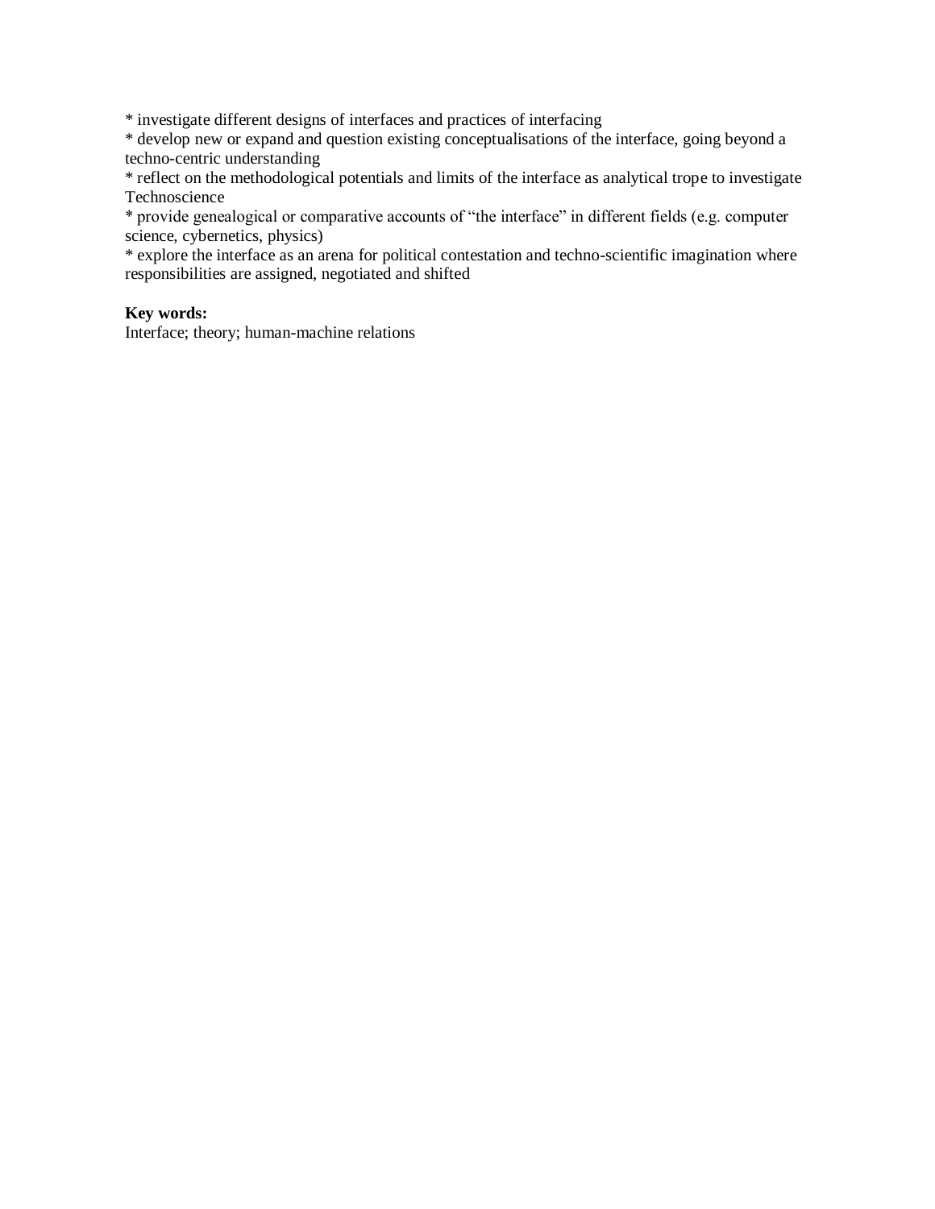* investigate different designs of interfaces and practices of interfacing
* develop new or expand and question existing conceptualisations of the interface, going beyond a techno-centric understanding
* reflect on the methodological potentials and limits of the interface as analytical trope to investigate Technoscience
* provide genealogical or comparative accounts of "the interface" in different fields (e.g. computer science, cybernetics, physics)
* explore the interface as an arena for political contestation and techno-scientific imagination where responsibilities are assigned, negotiated and shifted

**Key words:**
Interface; theory; human-machine relations